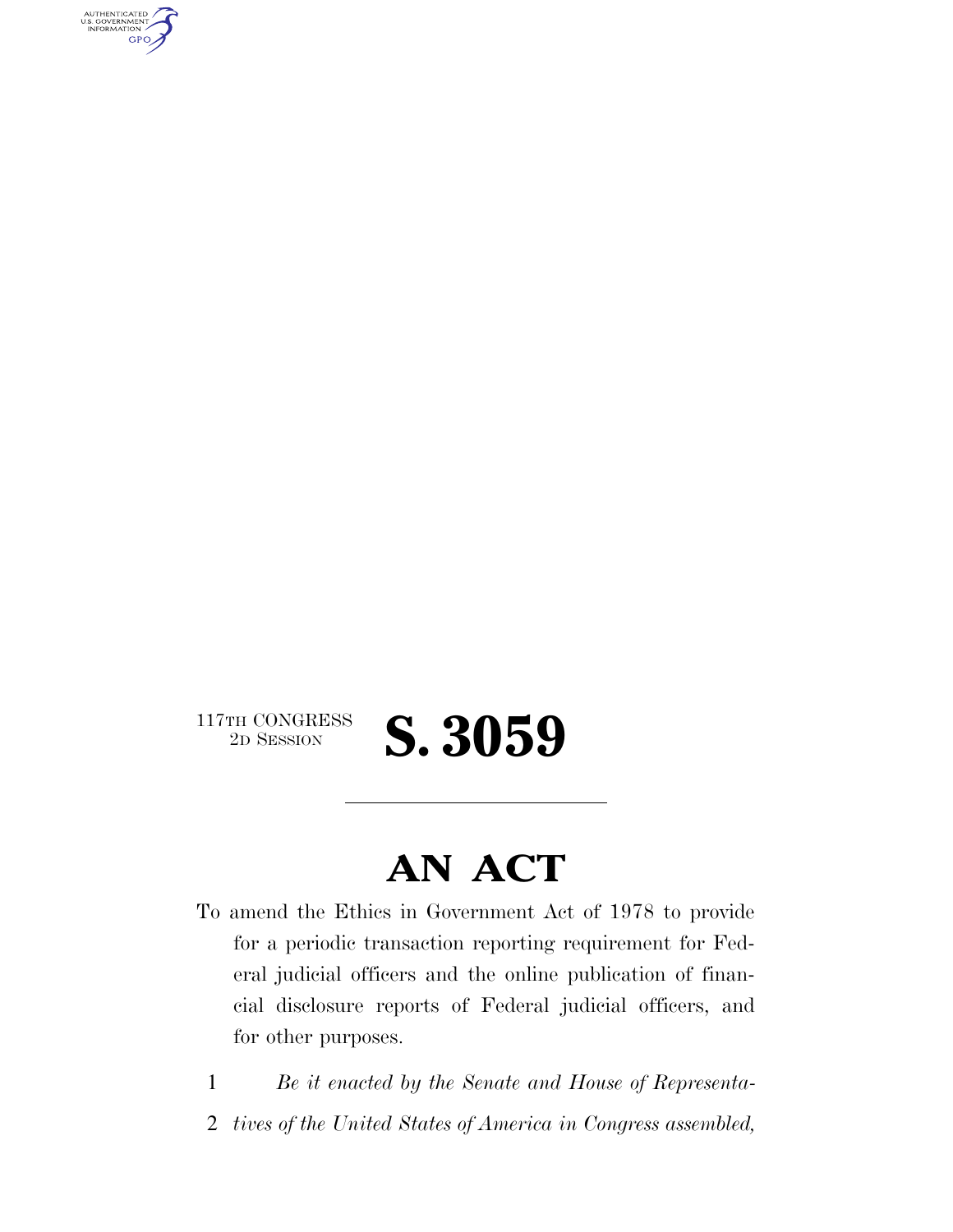117TH CONGRESS
2D SESSION

# S. 3059

---

# AN ACT

To amend the Ethics in Government Act of 1978 to provide for a periodic transaction reporting requirement for Federal judicial officers and the online publication of financial disclosure reports of Federal judicial officers, and for other purposes.

1 *Be it enacted by the Senate and House of Representa-*
2 *tives of the United States of America in Congress assembled,*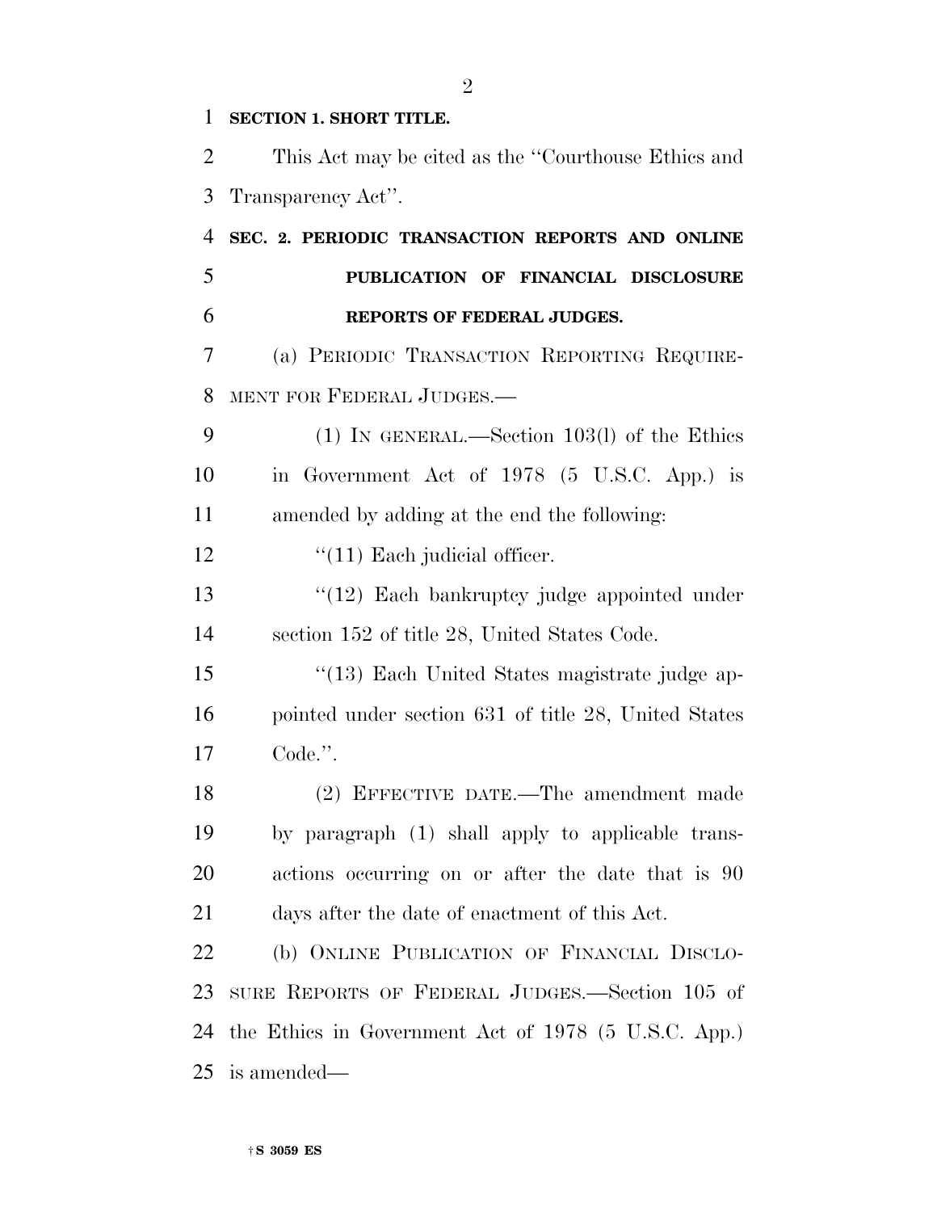**SECTION 1. SHORT TITLE.**

This Act may be cited as the ''Courthouse Ethics and Transparency Act''.

**SEC. 2. PERIODIC TRANSACTION REPORTS AND ONLINE PUBLICATION OF FINANCIAL DISCLOSURE REPORTS OF FEDERAL JUDGES.**

(a) PERIODIC TRANSACTION REPORTING REQUIREMENT FOR FEDERAL JUDGES.—

(1) IN GENERAL.—Section 103(l) of the Ethics in Government Act of 1978 (5 U.S.C. App.) is amended by adding at the end the following:

''(11) Each judicial officer.

''(12) Each bankruptcy judge appointed under section 152 of title 28, United States Code.

''(13) Each United States magistrate judge appointed under section 631 of title 28, United States Code.''.

(2) EFFECTIVE DATE.—The amendment made by paragraph (1) shall apply to applicable transactions occurring on or after the date that is 90 days after the date of enactment of this Act.

(b) ONLINE PUBLICATION OF FINANCIAL DISCLOSURE REPORTS OF FEDERAL JUDGES.—Section 105 of the Ethics in Government Act of 1978 (5 U.S.C. App.) is amended—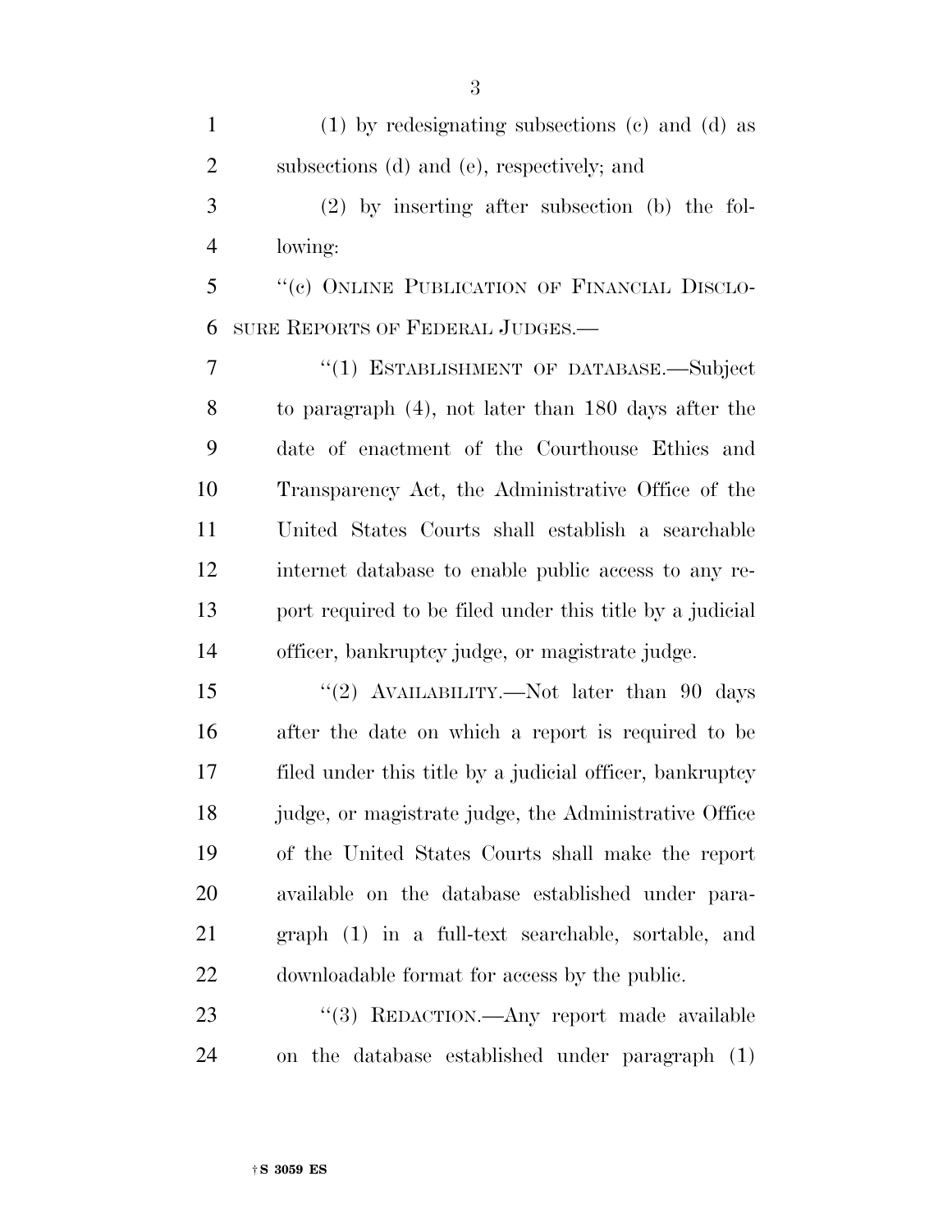(1) by redesignating subsections (c) and (d) as subsections (d) and (e), respectively; and

(2) by inserting after subsection (b) the following:

"(c) ONLINE PUBLICATION OF FINANCIAL DISCLOSURE REPORTS OF FEDERAL JUDGES.—

"(1) ESTABLISHMENT OF DATABASE.—Subject to paragraph (4), not later than 180 days after the date of enactment of the Courthouse Ethics and Transparency Act, the Administrative Office of the United States Courts shall establish a searchable internet database to enable public access to any report required to be filed under this title by a judicial officer, bankruptcy judge, or magistrate judge.

"(2) AVAILABILITY.—Not later than 90 days after the date on which a report is required to be filed under this title by a judicial officer, bankruptcy judge, or magistrate judge, the Administrative Office of the United States Courts shall make the report available on the database established under paragraph (1) in a full-text searchable, sortable, and downloadable format for access by the public.

"(3) REDACTION.—Any report made available on the database established under paragraph (1)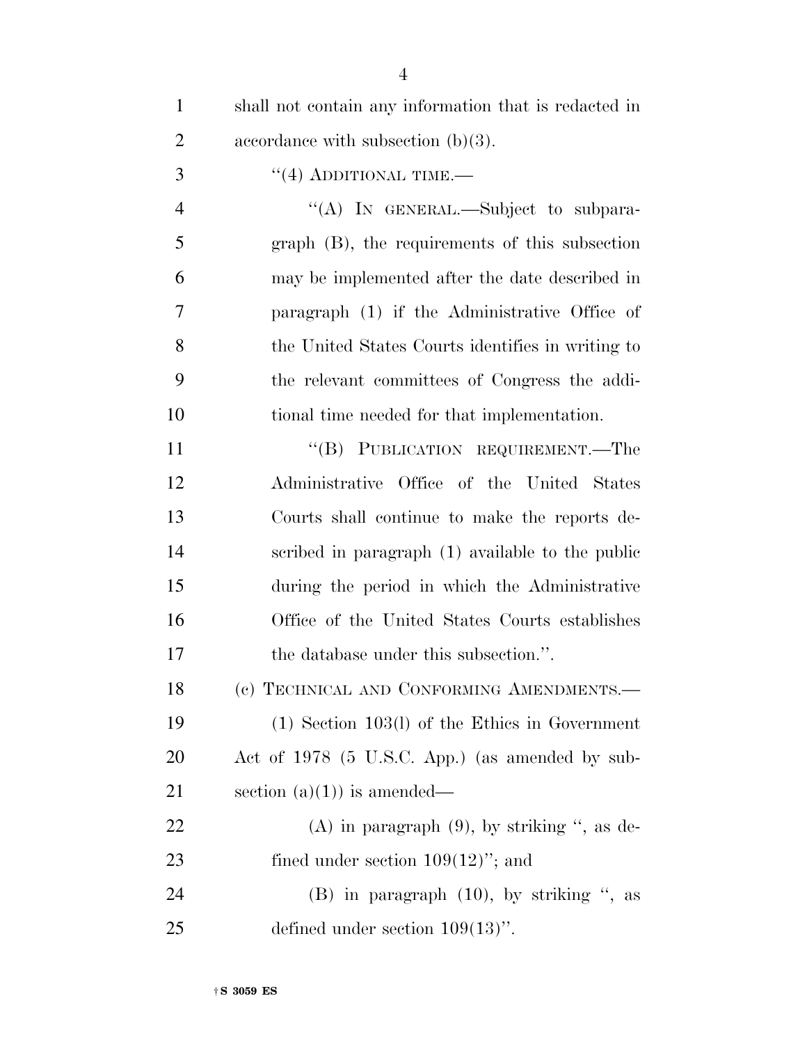shall not contain any information that is redacted in accordance with subsection (b)(3).

"(4) ADDITIONAL TIME.—

"(A) IN GENERAL.—Subject to subparagraph (B), the requirements of this subsection may be implemented after the date described in paragraph (1) if the Administrative Office of the United States Courts identifies in writing to the relevant committees of Congress the additional time needed for that implementation.

"(B) PUBLICATION REQUIREMENT.—The Administrative Office of the United States Courts shall continue to make the reports described in paragraph (1) available to the public during the period in which the Administrative Office of the United States Courts establishes the database under this subsection.".

(c) TECHNICAL AND CONFORMING AMENDMENTS.—

(1) Section 103(l) of the Ethics in Government Act of 1978 (5 U.S.C. App.) (as amended by subsection (a)(1)) is amended—

(A) in paragraph (9), by striking ", as defined under section 109(12)"; and

(B) in paragraph (10), by striking ", as defined under section 109(13)".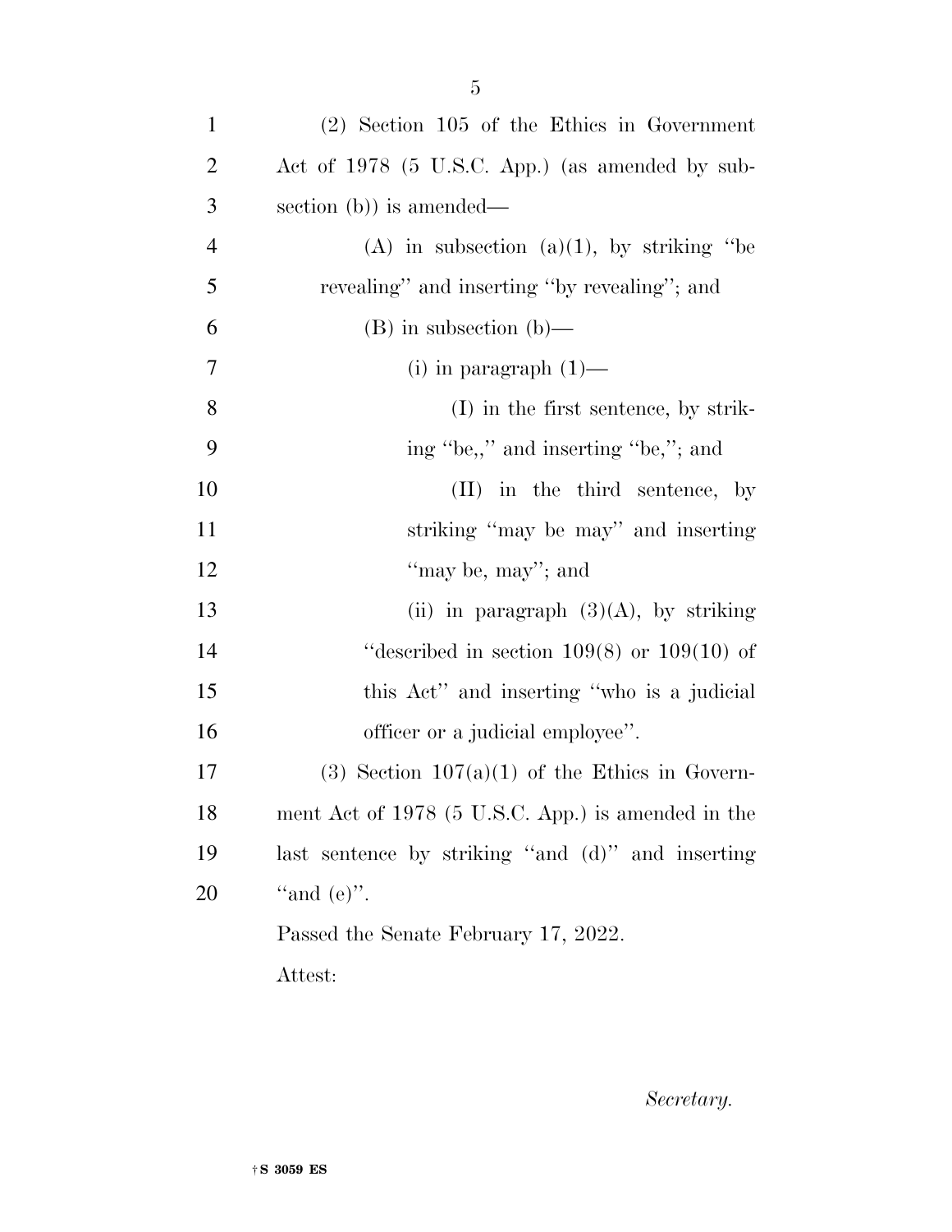(2) Section 105 of the Ethics in Government Act of 1978 (5 U.S.C. App.) (as amended by subsection (b)) is amended—

(A) in subsection (a)(1), by striking ''be revealing'' and inserting ''by revealing''; and

(B) in subsection (b)—

(i) in paragraph (1)—

(I) in the first sentence, by striking ''be,,'' and inserting ''be,''; and

(II) in the third sentence, by striking ''may be may'' and inserting ''may be, may''; and

(ii) in paragraph (3)(A), by striking ''described in section 109(8) or 109(10) of this Act'' and inserting ''who is a judicial officer or a judicial employee''.

(3) Section 107(a)(1) of the Ethics in Government Act of 1978 (5 U.S.C. App.) is amended in the last sentence by striking ''and (d)'' and inserting ''and (e)''.

Passed the Senate February 17, 2022.

Attest:

*Secretary.*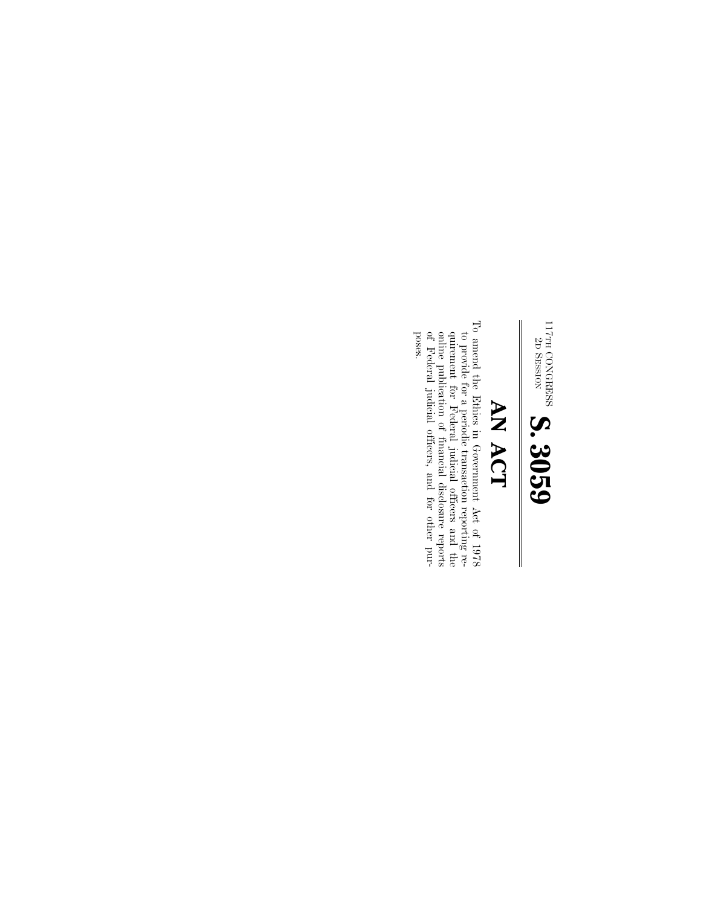117TH CONGRESS
2D SESSION

# S. 3059

# AN ACT

To amend the Ethics in Government Act of 1978 to provide for a periodic transaction reporting requirement for Federal judicial officers and the online publication of financial disclosure reports of Federal judicial officers, and for other purposes.